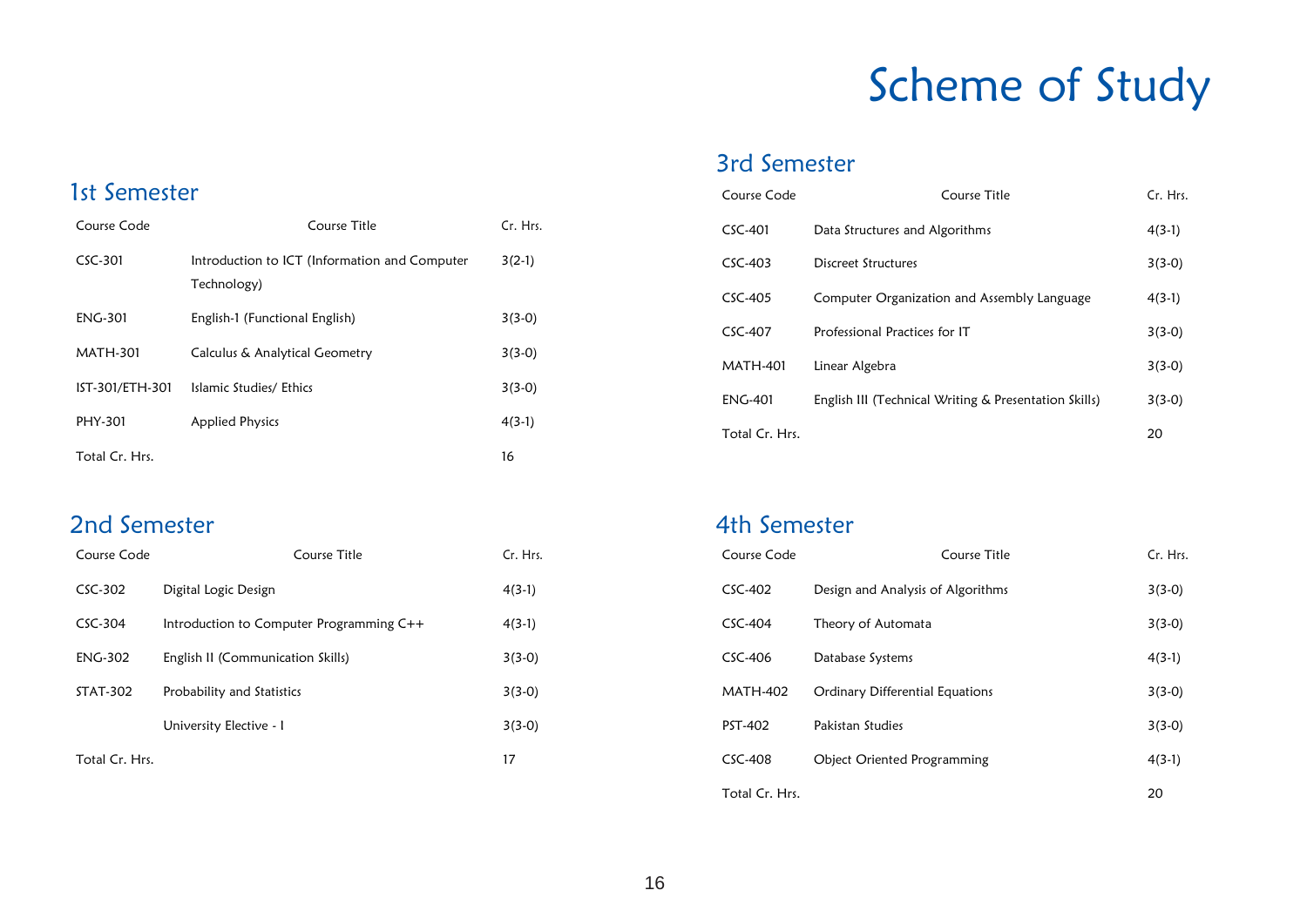# Scheme of Study

## 1st Semester

| Course Code | Course Title | Cr. Hrs. |
|---|---|---|
| CSC-301 | Introduction to ICT (Information and Computer Technology) | 3(2-1) |
| ENG-301 | English-1 (Functional English) | 3(3-0) |
| MATH-301 | Calculus & Analytical Geometry | 3(3-0) |
| IST-301/ETH-301 | Islamic Studies/ Ethics | 3(3-0) |
| PHY-301 | Applied Physics | 4(3-1) |
| Total Cr. Hrs. | | 16 |

## 2nd Semester

| Course Code | Course Title | Cr. Hrs. |
|---|---|---|
| CSC-302 | Digital Logic Design | 4(3-1) |
| CSC-304 | Introduction to Computer Programming C++ | 4(3-1) |
| ENG-302 | English II (Communication Skills) | 3(3-0) |
| STAT-302 | Probability and Statistics | 3(3-0) |
| | University Elective - I | 3(3-0) |
| Total Cr. Hrs. | | 17 |

## 3rd Semester

| Course Code | Course Title | Cr. Hrs. |
|---|---|---|
| CSC-401 | Data Structures and Algorithms | 4(3-1) |
| CSC-403 | Discreet Structures | 3(3-0) |
| CSC-405 | Computer Organization and Assembly Language | 4(3-1) |
| CSC-407 | Professional Practices for IT | 3(3-0) |
| MATH-401 | Linear Algebra | 3(3-0) |
| ENG-401 | English III (Technical Writing & Presentation Skills) | 3(3-0) |
| Total Cr. Hrs. | | 20 |

## 4th Semester

| Course Code | Course Title | Cr. Hrs. |
|---|---|---|
| CSC-402 | Design and Analysis of Algorithms | 3(3-0) |
| CSC-404 | Theory of Automata | 3(3-0) |
| CSC-406 | Database Systems | 4(3-1) |
| MATH-402 | Ordinary Differential Equations | 3(3-0) |
| PST-402 | Pakistan Studies | 3(3-0) |
| CSC-408 | Object Oriented Programming | 4(3-1) |
| Total Cr. Hrs. | | 20 |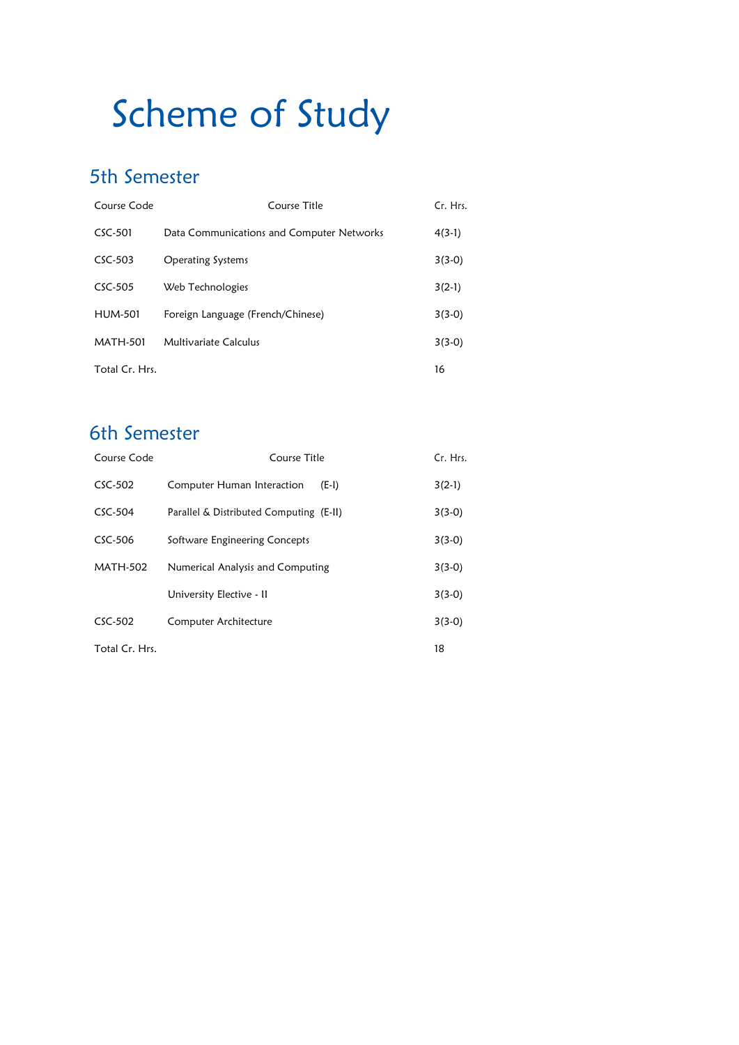# Scheme of Study

## 5th Semester

| Course Code | Course Title | Cr. Hrs. |
|---|---|---|
| CSC-501 | Data Communications and Computer Networks | 4(3-1) |
| CSC-503 | Operating Systems | 3(3-0) |
| CSC-505 | Web Technologies | 3(2-1) |
| HUM-501 | Foreign Language (French/Chinese) | 3(3-0) |
| MATH-501 | Multivariate Calculus | 3(3-0) |
| Total Cr. Hrs. | | 16 |

## 6th Semester

| Course Code | Course Title | Cr. Hrs. |
|---|---|---|
| CSC-502 | Computer Human Interaction (E-I) | 3(2-1) |
| CSC-504 | Parallel & Distributed Computing (E-II) | 3(3-0) |
| CSC-506 | Software Engineering Concepts | 3(3-0) |
| MATH-502 | Numerical Analysis and Computing | 3(3-0) |
| | University Elective - II | 3(3-0) |
| CSC-502 | Computer Architecture | 3(3-0) |
| Total Cr. Hrs. | | 18 |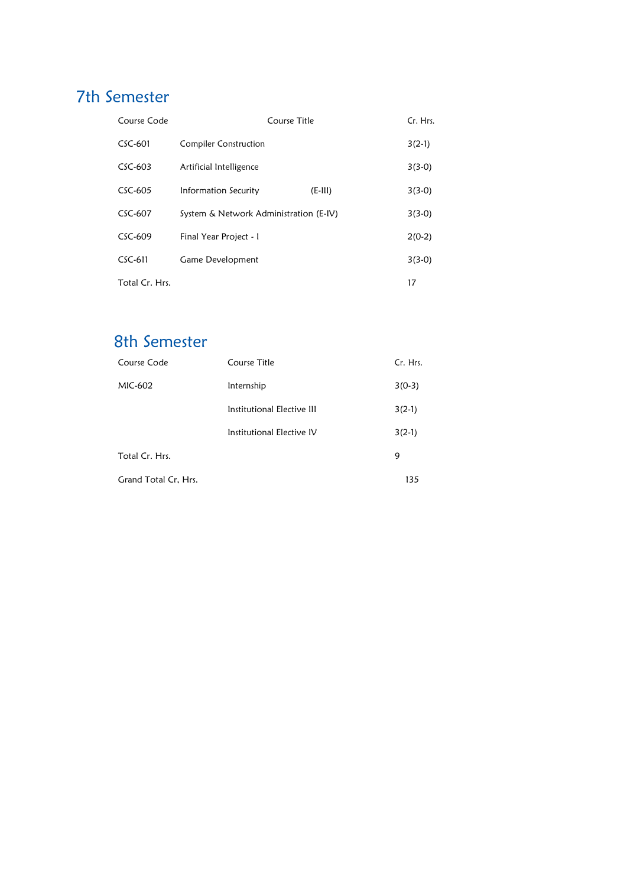## 7th Semester

| Course Code | Course Title | Cr. Hrs. |
|---|---|---|
| CSC-601 | Compiler Construction | 3(2-1) |
| CSC-603 | Artificial Intelligence | 3(3-0) |
| CSC-605 | Information Security (E-III) | 3(3-0) |
| CSC-607 | System & Network Administration (E-IV) | 3(3-0) |
| CSC-609 | Final Year Project - I | 2(0-2) |
| CSC-611 | Game Development | 3(3-0) |
| Total Cr. Hrs. | | 17 |

## 8th Semester

| Course Code | Course Title | Cr. Hrs. |
|---|---|---|
| MIC-602 | Internship | 3(0-3) |
| | Institutional Elective III | 3(2-1) |
| | Institutional Elective IV | 3(2-1) |
| Total Cr. Hrs. | | 9 |
| Grand Total Cr, Hrs. | | 135 |